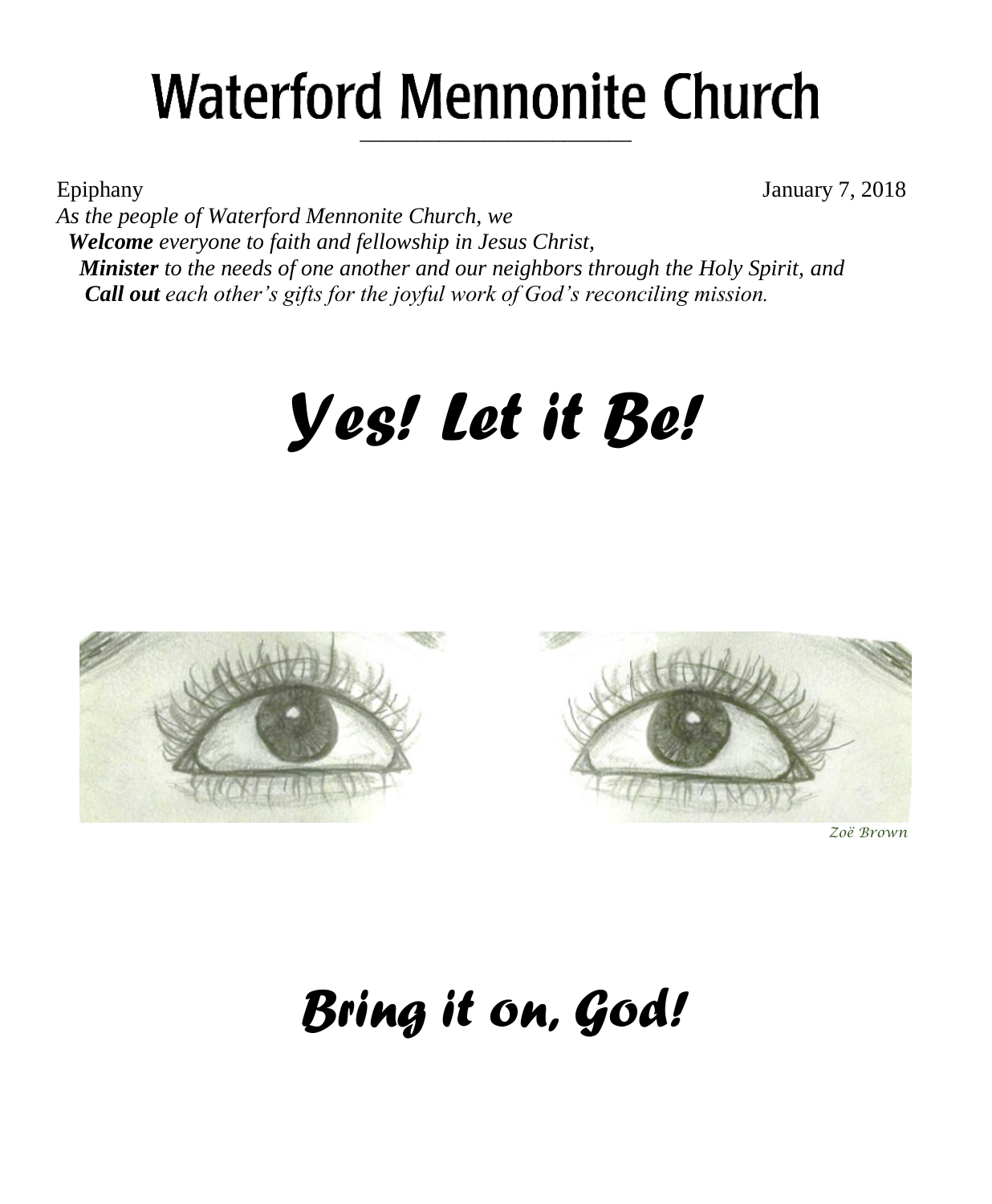# Waterford Mennonite Church

Epiphany January 7, 2018

*As the people of Waterford Mennonite Church, we*
***Welcome*** *everyone to faith and fellowship in Jesus Christ,*
***Minister*** *to the needs of one another and our neighbors through the Holy Spirit, and*
***Call out*** *each other's gifts for the joyful work of God's reconciling mission.*

# *Yes! Let it Be!*

*Zoë Brown*

# *Bring it on, God!*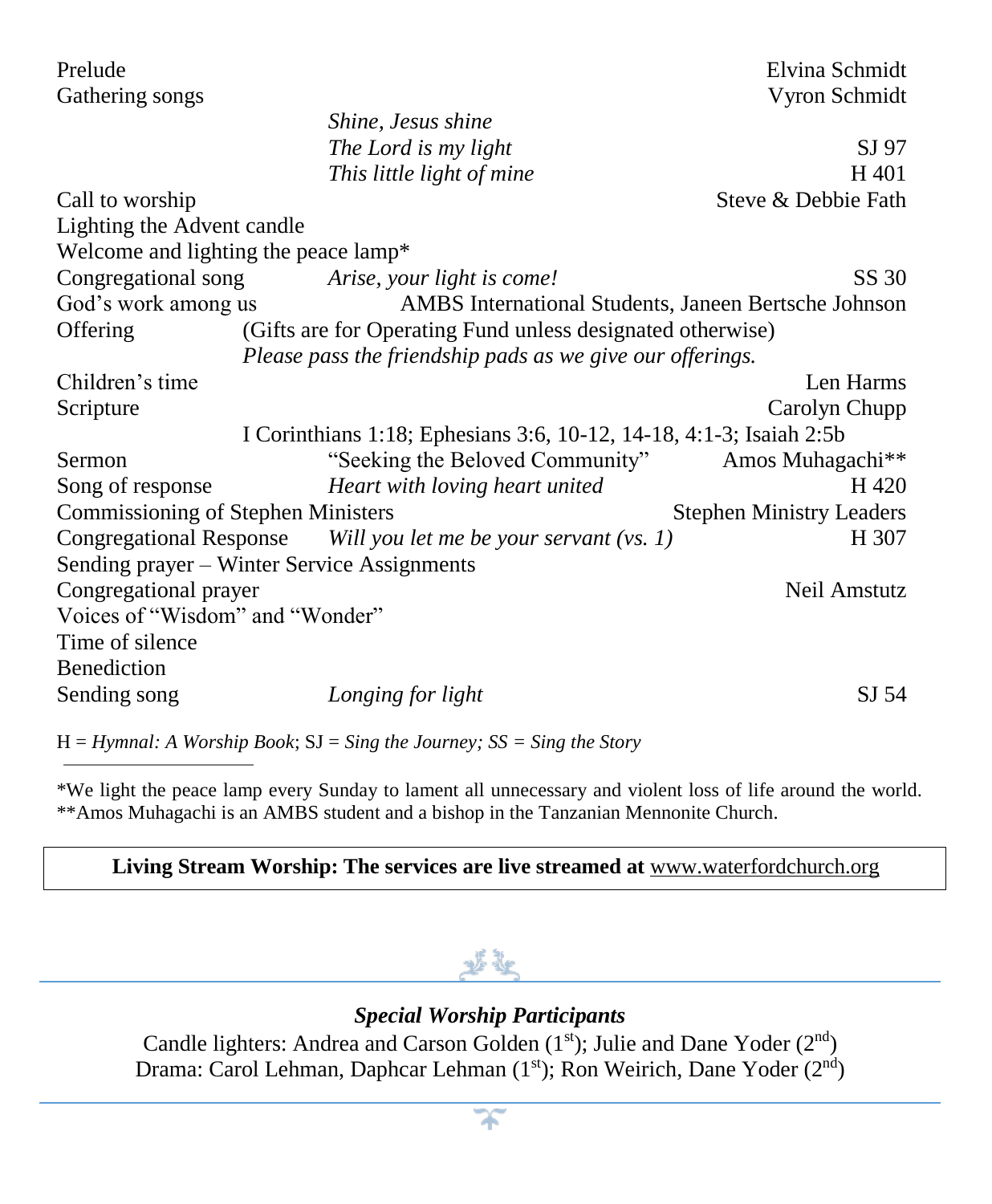| | | |
|---|---|---|
| Prelude | | Elvina Schmidt |
| Gathering songs | | Vyron Schmidt |
| | *Shine, Jesus shine* | |
| | *The Lord is my light* | SJ 97 |
| | *This little light of mine* | H 401 |
| Call to worship | | Steve & Debbie Fath |
| Lighting the Advent candle | | |
| Welcome and lighting the peace lamp* | | |
| Congregational song | *Arise, your light is come!* | SS 30 |
| God's work among us | | AMBS International Students, Janeen Bertsche Johnson |
| Offering | (Gifts are for Operating Fund unless designated otherwise) *Please pass the friendship pads as we give our offerings.* | |
| Children's time | | Len Harms |
| Scripture | | Carolyn Chupp |
| | I Corinthians 1:18; Ephesians 3:6, 10-12, 14-18, 4:1-3; Isaiah 2:5b | |
| Sermon | "Seeking the Beloved Community" | Amos Muhagachi** |
| Song of response | *Heart with loving heart united* | H 420 |
| Commissioning of Stephen Ministers | | Stephen Ministry Leaders |
| Congregational Response | *Will you let me be your servant (vs. 1)* | H 307 |
| Sending prayer – Winter Service Assignments | | |
| Congregational prayer | | Neil Amstutz |
| Voices of "Wisdom" and "Wonder" | | |
| Time of silence | | |
| Benediction | | |
| Sending song | *Longing for light* | SJ 54 |

H = *Hymnal: A Worship Book*; SJ = *Sing the Journey; SS = Sing the Story*

---

*We light the peace lamp every Sunday to lament all unnecessary and violent loss of life around the world.
**Amos Muhagachi is an AMBS student and a bishop in the Tanzanian Mennonite Church.

**Living Stream Worship: The services are live streamed at** www.waterfordchurch.org

***Special Worship Participants***

Candle lighters: Andrea and Carson Golden (1st); Julie and Dane Yoder (2nd)
Drama: Carol Lehman, Daphcar Lehman (1st); Ron Weirich, Dane Yoder (2nd)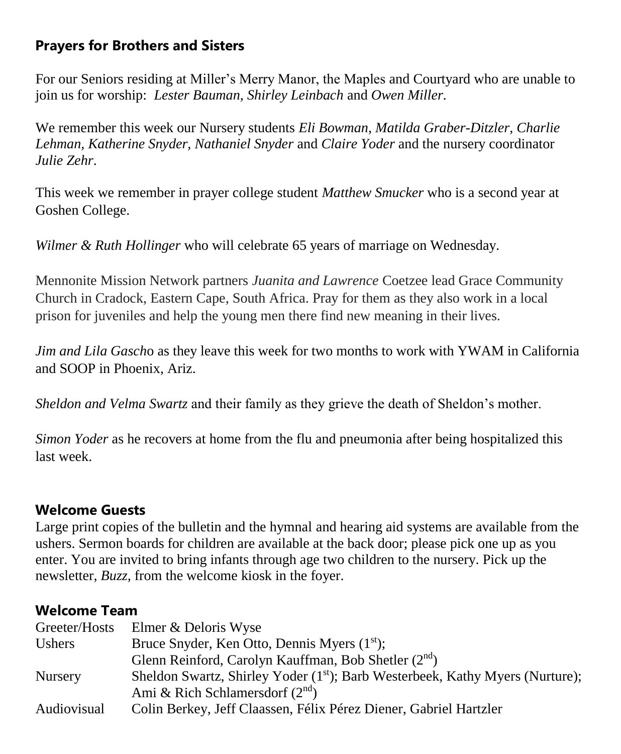## Prayers for Brothers and Sisters

For our Seniors residing at Miller's Merry Manor, the Maples and Courtyard who are unable to join us for worship: *Lester Bauman, Shirley Leinbach* and *Owen Miller.*

We remember this week our Nursery students *Eli Bowman, Matilda Graber-Ditzler, Charlie Lehman, Katherine Snyder, Nathaniel Snyder* and *Claire Yoder* and the nursery coordinator *Julie Zehr*.

This week we remember in prayer college student *Matthew Smucker* who is a second year at Goshen College.

*Wilmer & Ruth Hollinger* who will celebrate 65 years of marriage on Wednesday.

Mennonite Mission Network partners *Juanita and Lawrence* Coetzee lead Grace Community Church in Cradock, Eastern Cape, South Africa. Pray for them as they also work in a local prison for juveniles and help the young men there find new meaning in their lives.

*Jim and Lila Gasch*o as they leave this week for two months to work with YWAM in California and SOOP in Phoenix, Ariz.

*Sheldon and Velma Swartz* and their family as they grieve the death of Sheldon's mother.

*Simon Yoder* as he recovers at home from the flu and pneumonia after being hospitalized this last week.

## Welcome Guests

Large print copies of the bulletin and the hymnal and hearing aid systems are available from the ushers. Sermon boards for children are available at the back door; please pick one up as you enter. You are invited to bring infants through age two children to the nursery. Pick up the newsletter, *Buzz,* from the welcome kiosk in the foyer.

## Welcome Team

| | |
|---|---|
| Greeter/Hosts | Elmer & Deloris Wyse |
| Ushers | Bruce Snyder, Ken Otto, Dennis Myers (1st); Glenn Reinford, Carolyn Kauffman, Bob Shetler (2nd) |
| Nursery | Sheldon Swartz, Shirley Yoder (1st); Barb Westerbeek, Kathy Myers (Nurture); Ami & Rich Schlamersdorf (2nd) |
| Audiovisual | Colin Berkey, Jeff Claassen, Félix Pérez Diener, Gabriel Hartzler |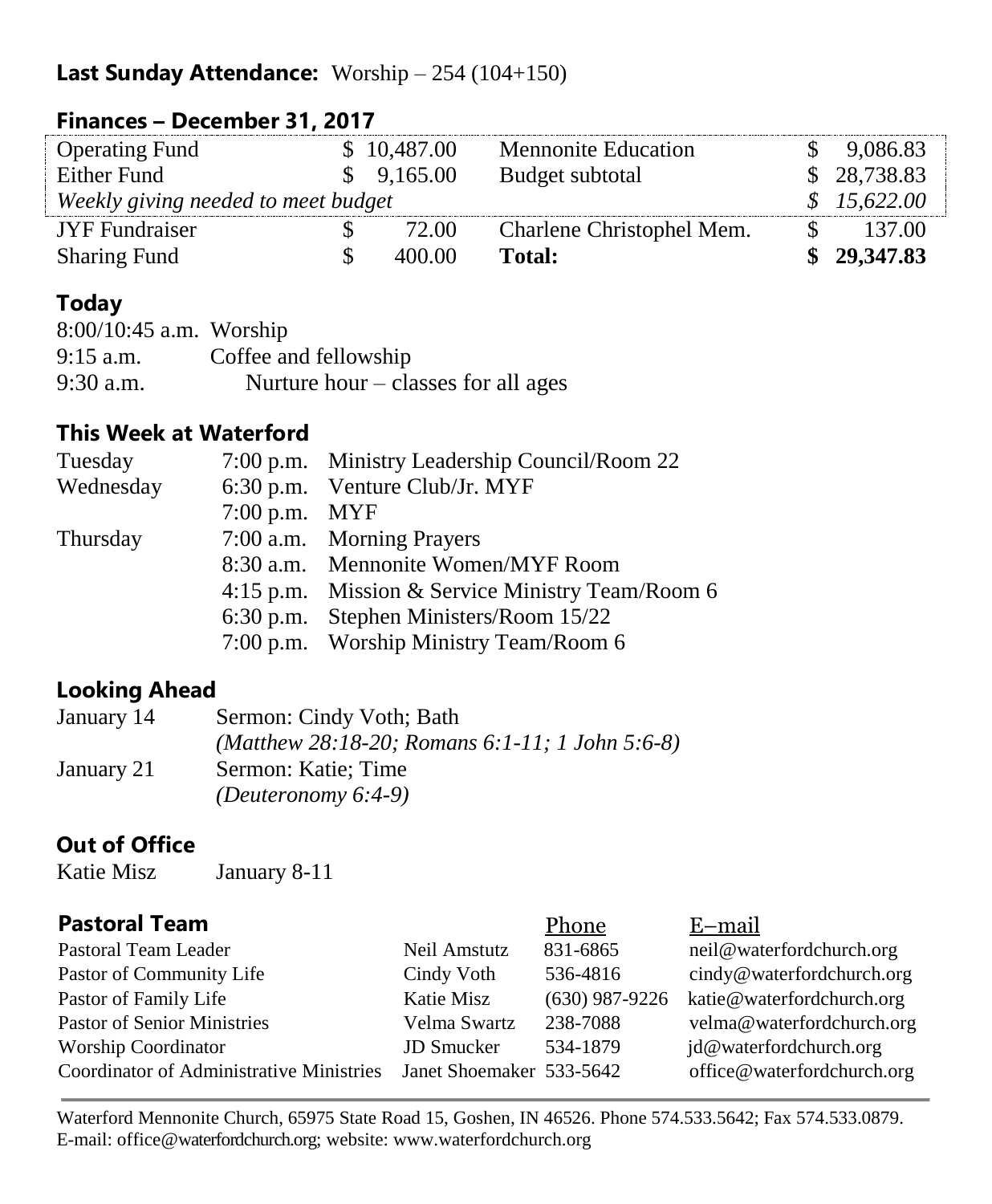**Last Sunday Attendance:** Worship – 254 (104+150)

## Finances – December 31, 2017

| | | | |
|---|---|---|---|
| Operating Fund | $ 10,487.00 | Mennonite Education | $ 9,086.83 |
| Either Fund | $ 9,165.00 | Budget subtotal | $ 28,738.83 |
| *Weekly giving needed to meet budget* | | | *$ 15,622.00* |
| JYF Fundraiser | $ 72.00 | Charlene Christophel Mem. | $ 137.00 |
| Sharing Fund | $ 400.00 | **Total:** | **$ 29,347.83** |

## Today

8:00/10:45 a.m. Worship
9:15 a.m. Coffee and fellowship
9:30 a.m. Nurture hour – classes for all ages

## This Week at Waterford

| | | |
|---|---|---|
| Tuesday | 7:00 p.m. | Ministry Leadership Council/Room 22 |
| Wednesday | 6:30 p.m. | Venture Club/Jr. MYF |
| | 7:00 p.m. | MYF |
| Thursday | 7:00 a.m. | Morning Prayers |
| | 8:30 a.m. | Mennonite Women/MYF Room |
| | 4:15 p.m. | Mission & Service Ministry Team/Room 6 |
| | 6:30 p.m. | Stephen Ministers/Room 15/22 |
| | 7:00 p.m. | Worship Ministry Team/Room 6 |

## Looking Ahead

January 14 Sermon: Cindy Voth; Bath
*(Matthew 28:18-20; Romans 6:1-11; 1 John 5:6-8)*

January 21 Sermon: Katie; Time
*(Deuteronomy 6:4-9)*

## Out of Office

Katie Misz January 8-11

## Pastoral Team

| | | Phone | E–mail |
|---|---|---|---|
| Pastoral Team Leader | Neil Amstutz | 831-6865 | neil@waterfordchurch.org |
| Pastor of Community Life | Cindy Voth | 536-4816 | cindy@waterfordchurch.org |
| Pastor of Family Life | Katie Misz | (630) 987-9226 | katie@waterfordchurch.org |
| Pastor of Senior Ministries | Velma Swartz | 238-7088 | velma@waterfordchurch.org |
| Worship Coordinator | JD Smucker | 534-1879 | jd@waterfordchurch.org |
| Coordinator of Administrative Ministries | Janet Shoemaker | 533-5642 | office@waterfordchurch.org |

---

Waterford Mennonite Church, 65975 State Road 15, Goshen, IN 46526. Phone 574.533.5642; Fax 574.533.0879. E-mail: office@waterfordchurch.org; website: www.waterfordchurch.org